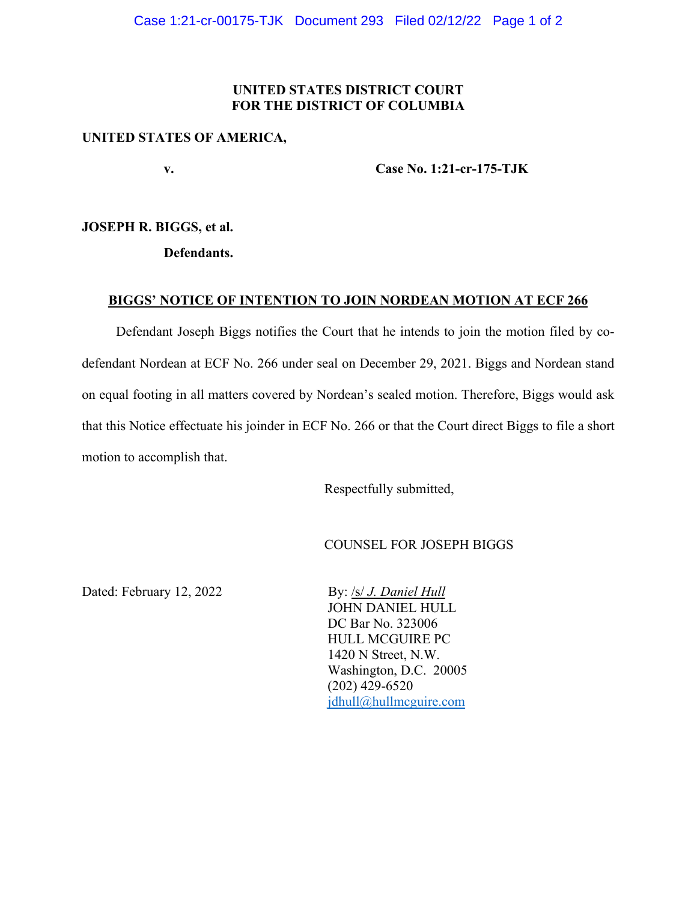**UNITED STATES DISTRICT COURT**
**FOR THE DISTRICT OF COLUMBIA**

**UNITED STATES OF AMERICA,**

**v.** **Case No. 1:21-cr-175-TJK**

**JOSEPH R. BIGGS, et al.**

**Defendants.**

**BIGGS' NOTICE OF INTENTION TO JOIN NORDEAN MOTION AT ECF 266**

Defendant Joseph Biggs notifies the Court that he intends to join the motion filed by co-defendant Nordean at ECF No. 266 under seal on December 29, 2021. Biggs and Nordean stand on equal footing in all matters covered by Nordean's sealed motion. Therefore, Biggs would ask that this Notice effectuate his joinder in ECF No. 266 or that the Court direct Biggs to file a short motion to accomplish that.

Respectfully submitted,

COUNSEL FOR JOSEPH BIGGS

Dated: February 12, 2022

By: /s/ *J. Daniel Hull*
JOHN DANIEL HULL
DC Bar No. 323006
HULL MCGUIRE PC
1420 N Street, N.W.
Washington, D.C. 20005
(202) 429-6520
jdhull@hullmcguire.com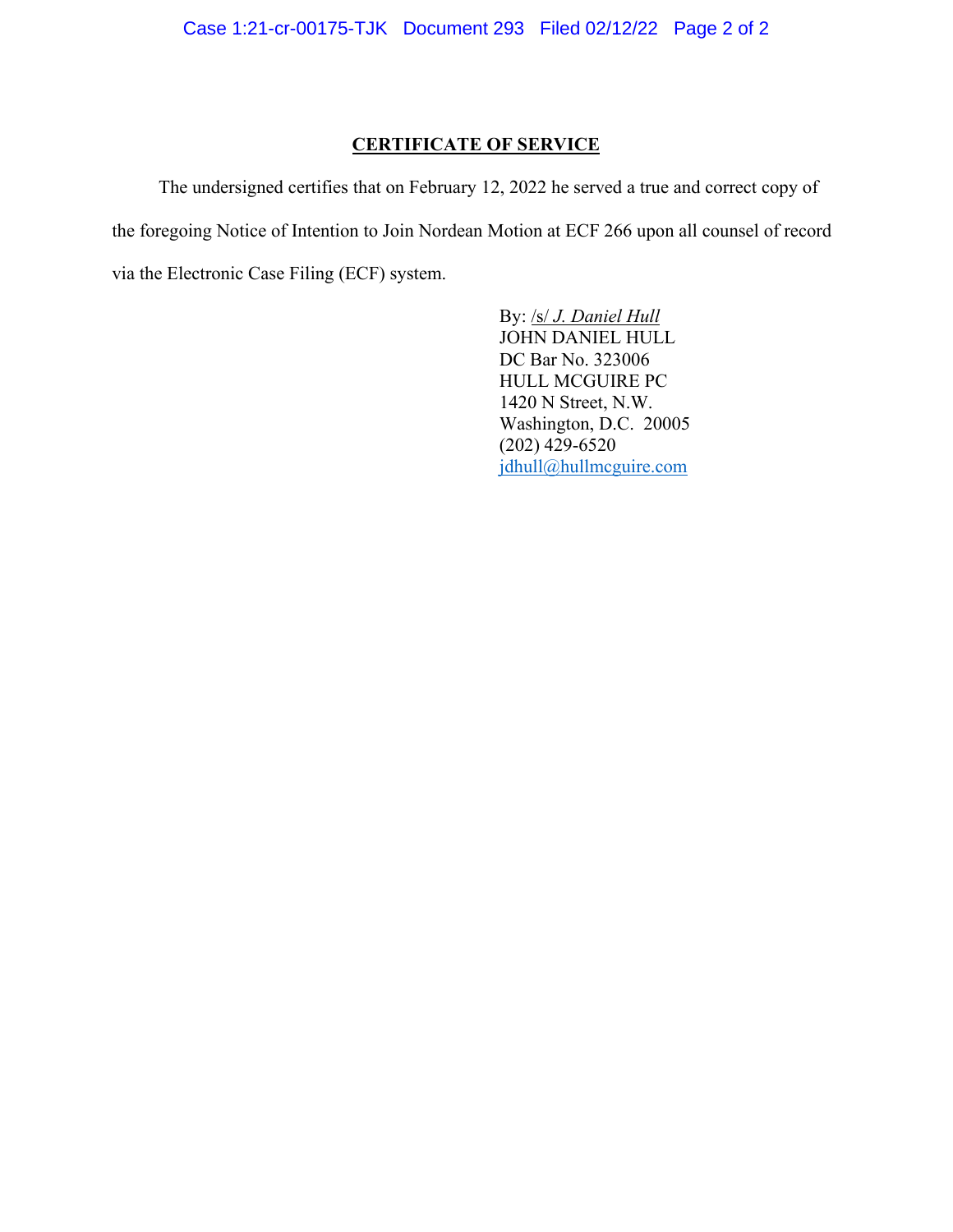**CERTIFICATE OF SERVICE**

The undersigned certifies that on February 12, 2022 he served a true and correct copy of the foregoing Notice of Intention to Join Nordean Motion at ECF 266 upon all counsel of record via the Electronic Case Filing (ECF) system.

By: /s/ *J. Daniel Hull*  
JOHN DANIEL HULL  
DC Bar No. 323006  
HULL MCGUIRE PC  
1420 N Street, N.W.  
Washington, D.C. 20005  
(202) 429-6520  
jdhull@hullmcguire.com